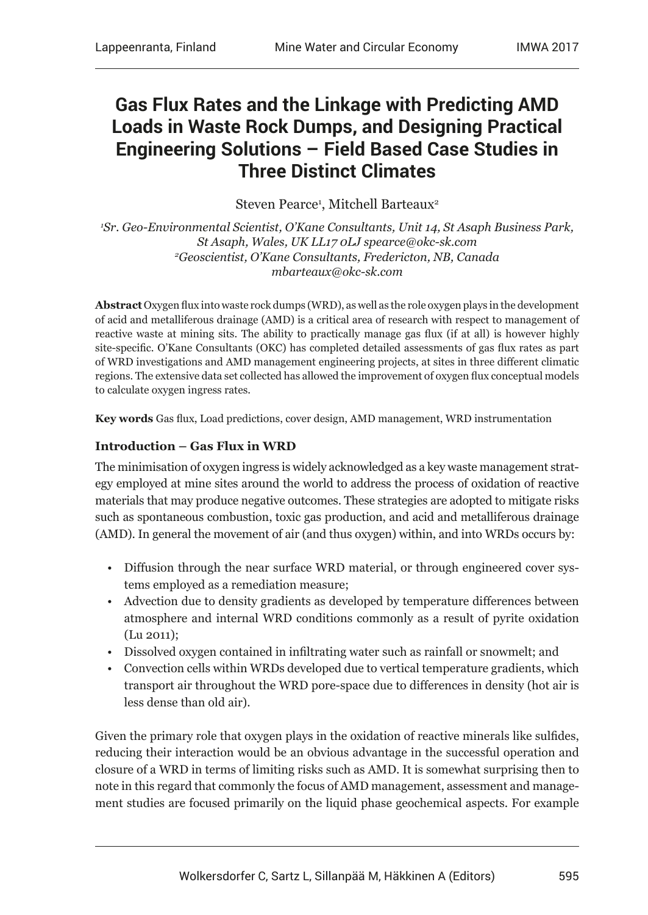# Gas Flux Rates and the Linkage with Predicting AMD Loads in Waste Rock Dumps, and Designing Practical Engineering Solutions – Field Based Case Studies in Three Distinct Climates

Steven Pearce[1], Mitchell Barteaux[2]

[1]*Sr. Geo-Environmental Scientist, O'Kane Consultants, Unit 14, St Asaph Business Park, St Asaph, Wales, UK LL17 0LJ spearce@okc-sk.com*
[2]*Geoscientist, O'Kane Consultants, Fredericton, NB, Canada mbarteaux@okc-sk.com*

**Abstract** Oxygen flux into waste rock dumps (WRD), as well as the role oxygen plays in the development of acid and metalliferous drainage (AMD) is a critical area of research with respect to management of reactive waste at mining sits. The ability to practically manage gas flux (if at all) is however highly site-specific. O'Kane Consultants (OKC) has completed detailed assessments of gas flux rates as part of WRD investigations and AMD management engineering projects, at sites in three different climatic regions. The extensive data set collected has allowed the improvement of oxygen flux conceptual models to calculate oxygen ingress rates.

**Key words** Gas flux, Load predictions, cover design, AMD management, WRD instrumentation

### Introduction – Gas Flux in WRD

The minimisation of oxygen ingress is widely acknowledged as a key waste management strategy employed at mine sites around the world to address the process of oxidation of reactive materials that may produce negative outcomes. These strategies are adopted to mitigate risks such as spontaneous combustion, toxic gas production, and acid and metalliferous drainage (AMD). In general the movement of air (and thus oxygen) within, and into WRDs occurs by:

- Diffusion through the near surface WRD material, or through engineered cover systems employed as a remediation measure;
- Advection due to density gradients as developed by temperature differences between atmosphere and internal WRD conditions commonly as a result of pyrite oxidation (Lu 2011);
- Dissolved oxygen contained in infiltrating water such as rainfall or snowmelt; and
- Convection cells within WRDs developed due to vertical temperature gradients, which transport air throughout the WRD pore-space due to differences in density (hot air is less dense than old air).

Given the primary role that oxygen plays in the oxidation of reactive minerals like sulfides, reducing their interaction would be an obvious advantage in the successful operation and closure of a WRD in terms of limiting risks such as AMD. It is somewhat surprising then to note in this regard that commonly the focus of AMD management, assessment and management studies are focused primarily on the liquid phase geochemical aspects. For example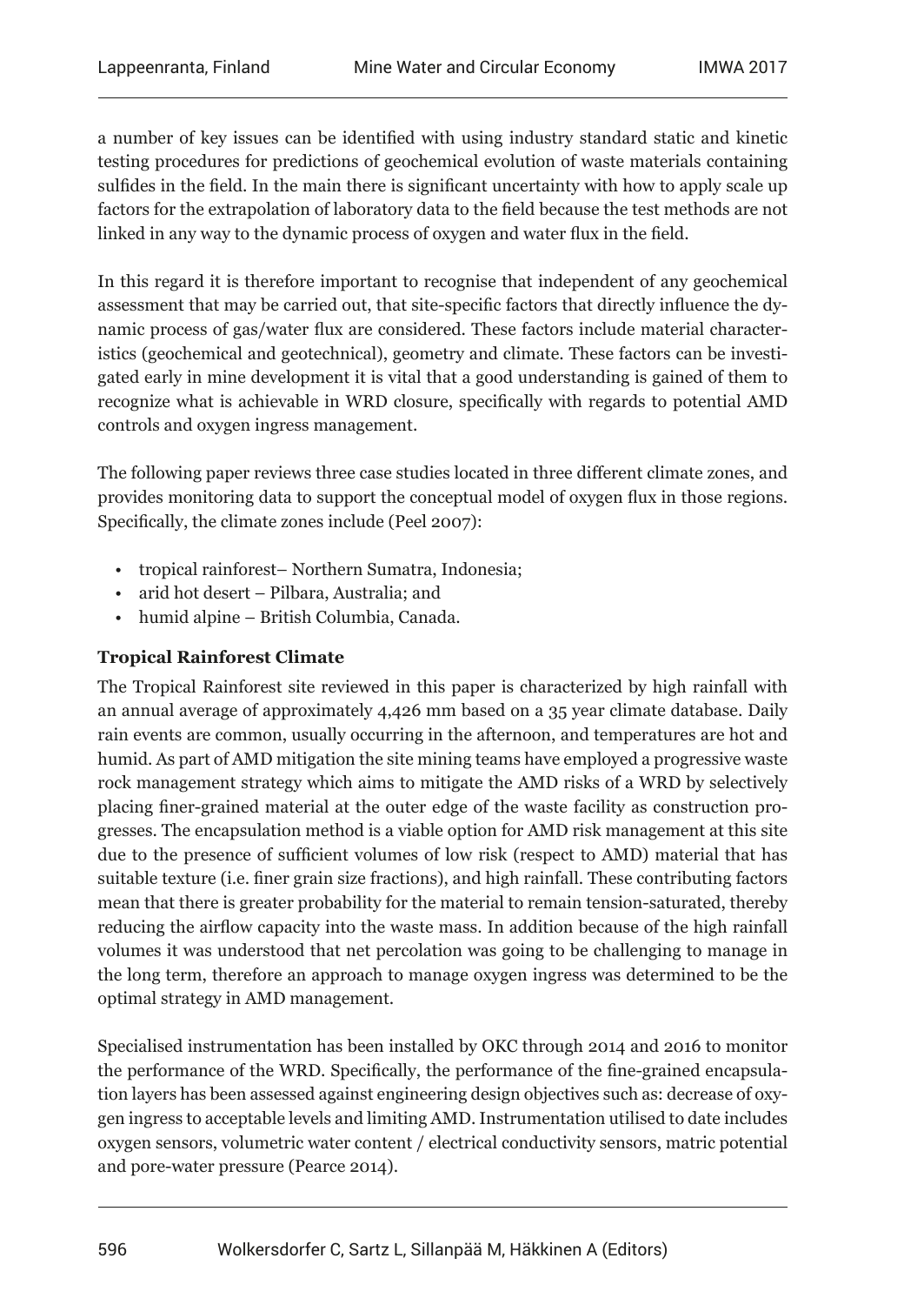a number of key issues can be identified with using industry standard static and kinetic testing procedures for predictions of geochemical evolution of waste materials containing sulfides in the field. In the main there is significant uncertainty with how to apply scale up factors for the extrapolation of laboratory data to the field because the test methods are not linked in any way to the dynamic process of oxygen and water flux in the field.

In this regard it is therefore important to recognise that independent of any geochemical assessment that may be carried out, that site-specific factors that directly influence the dynamic process of gas/water flux are considered. These factors include material characteristics (geochemical and geotechnical), geometry and climate. These factors can be investigated early in mine development it is vital that a good understanding is gained of them to recognize what is achievable in WRD closure, specifically with regards to potential AMD controls and oxygen ingress management.

The following paper reviews three case studies located in three different climate zones, and provides monitoring data to support the conceptual model of oxygen flux in those regions. Specifically, the climate zones include (Peel 2007):

- tropical rainforest– Northern Sumatra, Indonesia;
- arid hot desert – Pilbara, Australia; and
- humid alpine – British Columbia, Canada.

### Tropical Rainforest Climate

The Tropical Rainforest site reviewed in this paper is characterized by high rainfall with an annual average of approximately 4,426 mm based on a 35 year climate database. Daily rain events are common, usually occurring in the afternoon, and temperatures are hot and humid. As part of AMD mitigation the site mining teams have employed a progressive waste rock management strategy which aims to mitigate the AMD risks of a WRD by selectively placing finer-grained material at the outer edge of the waste facility as construction progresses. The encapsulation method is a viable option for AMD risk management at this site due to the presence of sufficient volumes of low risk (respect to AMD) material that has suitable texture (i.e. finer grain size fractions), and high rainfall. These contributing factors mean that there is greater probability for the material to remain tension-saturated, thereby reducing the airflow capacity into the waste mass. In addition because of the high rainfall volumes it was understood that net percolation was going to be challenging to manage in the long term, therefore an approach to manage oxygen ingress was determined to be the optimal strategy in AMD management.

Specialised instrumentation has been installed by OKC through 2014 and 2016 to monitor the performance of the WRD. Specifically, the performance of the fine-grained encapsulation layers has been assessed against engineering design objectives such as: decrease of oxygen ingress to acceptable levels and limiting AMD. Instrumentation utilised to date includes oxygen sensors, volumetric water content / electrical conductivity sensors, matric potential and pore-water pressure (Pearce 2014).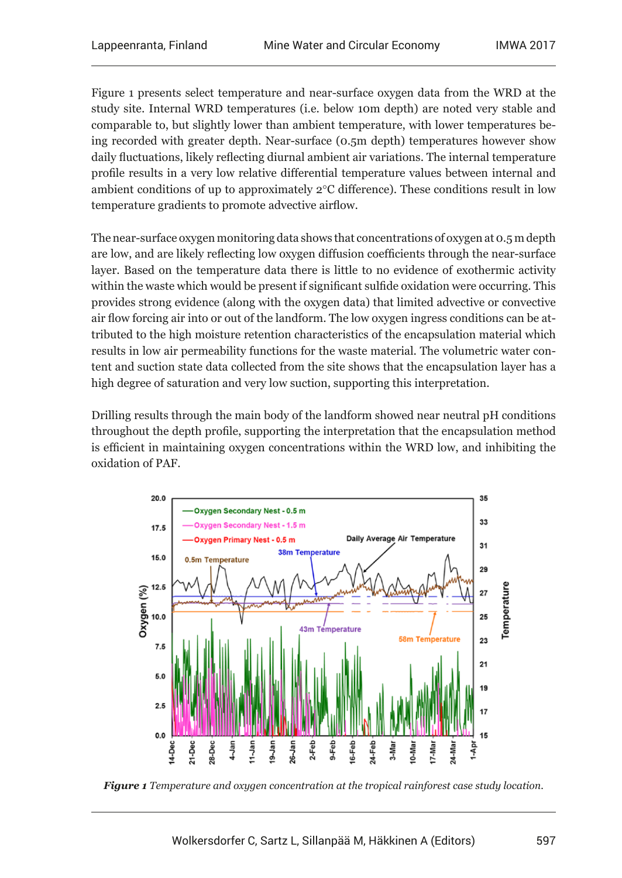Figure 1 presents select temperature and near-surface oxygen data from the WRD at the study site. Internal WRD temperatures (i.e. below 10m depth) are noted very stable and comparable to, but slightly lower than ambient temperature, with lower temperatures being recorded with greater depth. Near-surface (0.5m depth) temperatures however show daily fluctuations, likely reflecting diurnal ambient air variations. The internal temperature profile results in a very low relative differential temperature values between internal and ambient conditions of up to approximately 2°C difference). These conditions result in low temperature gradients to promote advective airflow.

The near-surface oxygen monitoring data shows that concentrations of oxygen at 0.5 m depth are low, and are likely reflecting low oxygen diffusion coefficients through the near-surface layer. Based on the temperature data there is little to no evidence of exothermic activity within the waste which would be present if significant sulfide oxidation were occurring. This provides strong evidence (along with the oxygen data) that limited advective or convective air flow forcing air into or out of the landform. The low oxygen ingress conditions can be attributed to the high moisture retention characteristics of the encapsulation material which results in low air permeability functions for the waste material. The volumetric water content and suction state data collected from the site shows that the encapsulation layer has a high degree of saturation and very low suction, supporting this interpretation.

Drilling results through the main body of the landform showed near neutral pH conditions throughout the depth profile, supporting the interpretation that the encapsulation method is efficient in maintaining oxygen concentrations within the WRD low, and inhibiting the oxidation of PAF.

***Figure 1*** *Temperature and oxygen concentration at the tropical rainforest case study location.*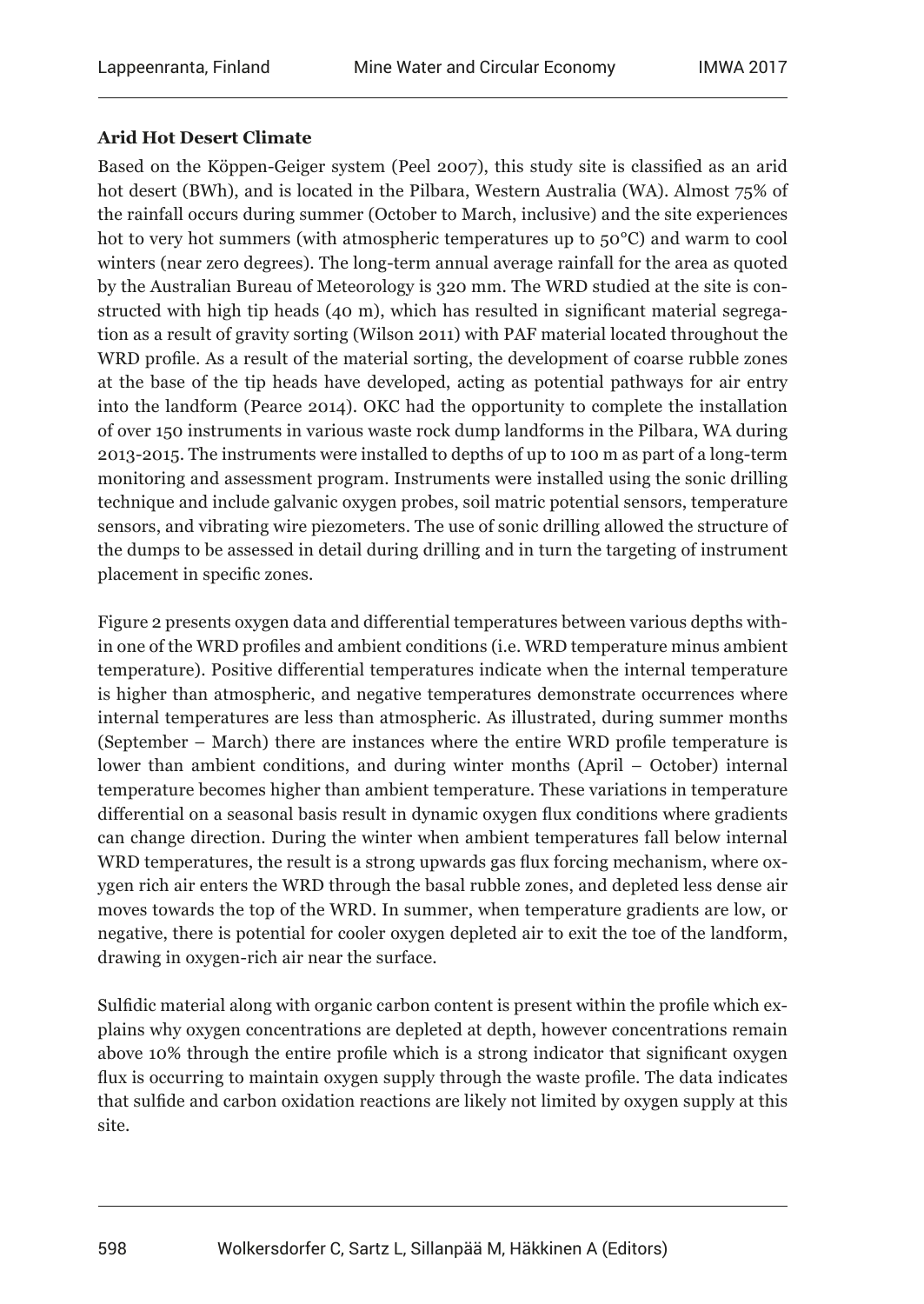**Arid Hot Desert Climate**

Based on the Köppen-Geiger system (Peel 2007), this study site is classified as an arid hot desert (BWh), and is located in the Pilbara, Western Australia (WA). Almost 75% of the rainfall occurs during summer (October to March, inclusive) and the site experiences hot to very hot summers (with atmospheric temperatures up to 50°C) and warm to cool winters (near zero degrees). The long-term annual average rainfall for the area as quoted by the Australian Bureau of Meteorology is 320 mm. The WRD studied at the site is constructed with high tip heads (40 m), which has resulted in significant material segregation as a result of gravity sorting (Wilson 2011) with PAF material located throughout the WRD profile. As a result of the material sorting, the development of coarse rubble zones at the base of the tip heads have developed, acting as potential pathways for air entry into the landform (Pearce 2014). OKC had the opportunity to complete the installation of over 150 instruments in various waste rock dump landforms in the Pilbara, WA during 2013-2015. The instruments were installed to depths of up to 100 m as part of a long-term monitoring and assessment program. Instruments were installed using the sonic drilling technique and include galvanic oxygen probes, soil matric potential sensors, temperature sensors, and vibrating wire piezometers. The use of sonic drilling allowed the structure of the dumps to be assessed in detail during drilling and in turn the targeting of instrument placement in specific zones.

Figure 2 presents oxygen data and differential temperatures between various depths within one of the WRD profiles and ambient conditions (i.e. WRD temperature minus ambient temperature). Positive differential temperatures indicate when the internal temperature is higher than atmospheric, and negative temperatures demonstrate occurrences where internal temperatures are less than atmospheric. As illustrated, during summer months (September – March) there are instances where the entire WRD profile temperature is lower than ambient conditions, and during winter months (April – October) internal temperature becomes higher than ambient temperature. These variations in temperature differential on a seasonal basis result in dynamic oxygen flux conditions where gradients can change direction. During the winter when ambient temperatures fall below internal WRD temperatures, the result is a strong upwards gas flux forcing mechanism, where oxygen rich air enters the WRD through the basal rubble zones, and depleted less dense air moves towards the top of the WRD. In summer, when temperature gradients are low, or negative, there is potential for cooler oxygen depleted air to exit the toe of the landform, drawing in oxygen-rich air near the surface.

Sulfidic material along with organic carbon content is present within the profile which explains why oxygen concentrations are depleted at depth, however concentrations remain above 10% through the entire profile which is a strong indicator that significant oxygen flux is occurring to maintain oxygen supply through the waste profile. The data indicates that sulfide and carbon oxidation reactions are likely not limited by oxygen supply at this site.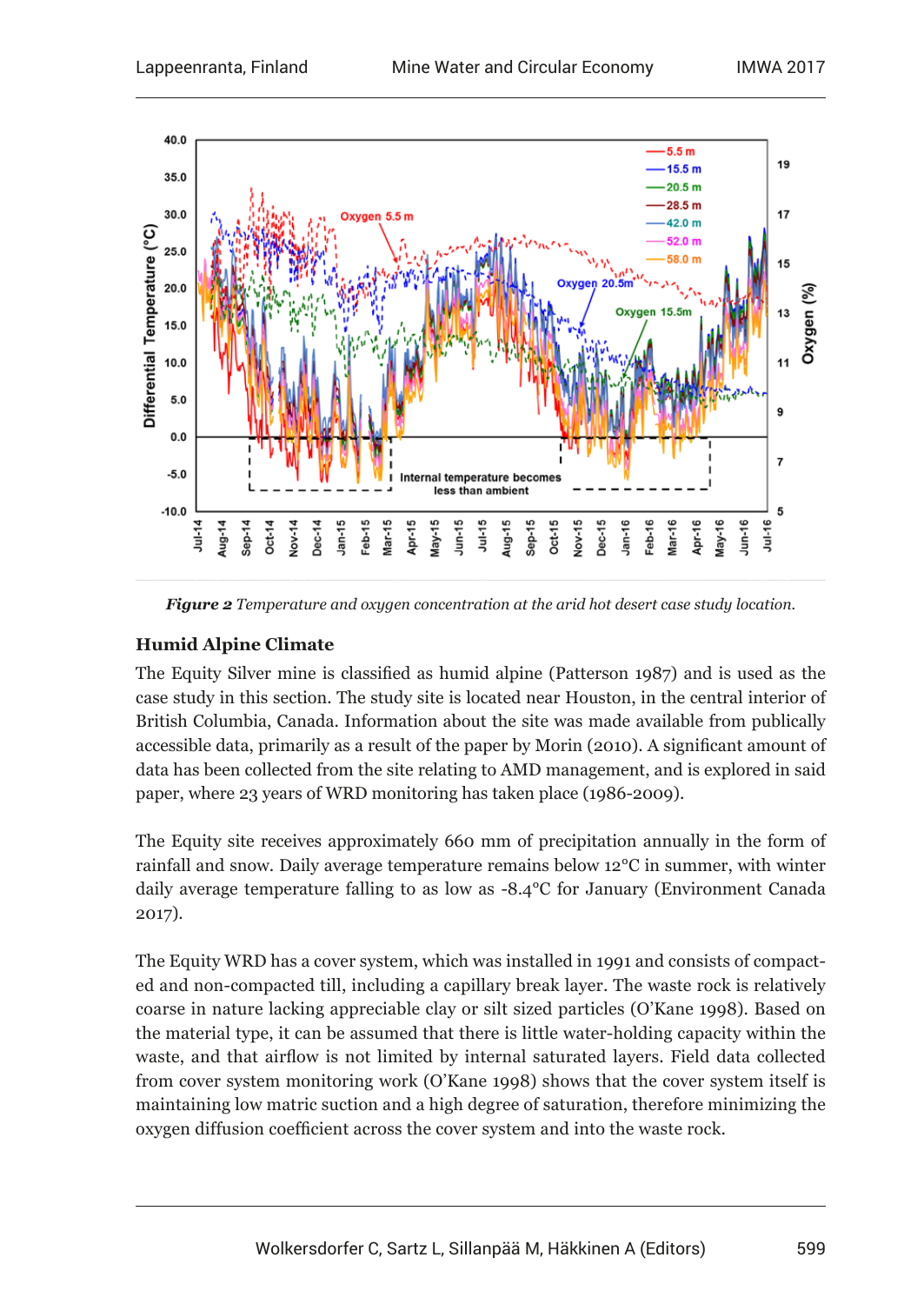*Figure 2* Temperature and oxygen concentration at the arid hot desert case study location.

### Humid Alpine Climate

The Equity Silver mine is classified as humid alpine (Patterson 1987) and is used as the case study in this section. The study site is located near Houston, in the central interior of British Columbia, Canada. Information about the site was made available from publically accessible data, primarily as a result of the paper by Morin (2010). A significant amount of data has been collected from the site relating to AMD management, and is explored in said paper, where 23 years of WRD monitoring has taken place (1986-2009).

The Equity site receives approximately 660 mm of precipitation annually in the form of rainfall and snow. Daily average temperature remains below 12°C in summer, with winter daily average temperature falling to as low as -8.4°C for January (Environment Canada 2017).

The Equity WRD has a cover system, which was installed in 1991 and consists of compacted and non-compacted till, including a capillary break layer. The waste rock is relatively coarse in nature lacking appreciable clay or silt sized particles (O'Kane 1998). Based on the material type, it can be assumed that there is little water-holding capacity within the waste, and that airflow is not limited by internal saturated layers. Field data collected from cover system monitoring work (O'Kane 1998) shows that the cover system itself is maintaining low matric suction and a high degree of saturation, therefore minimizing the oxygen diffusion coefficient across the cover system and into the waste rock.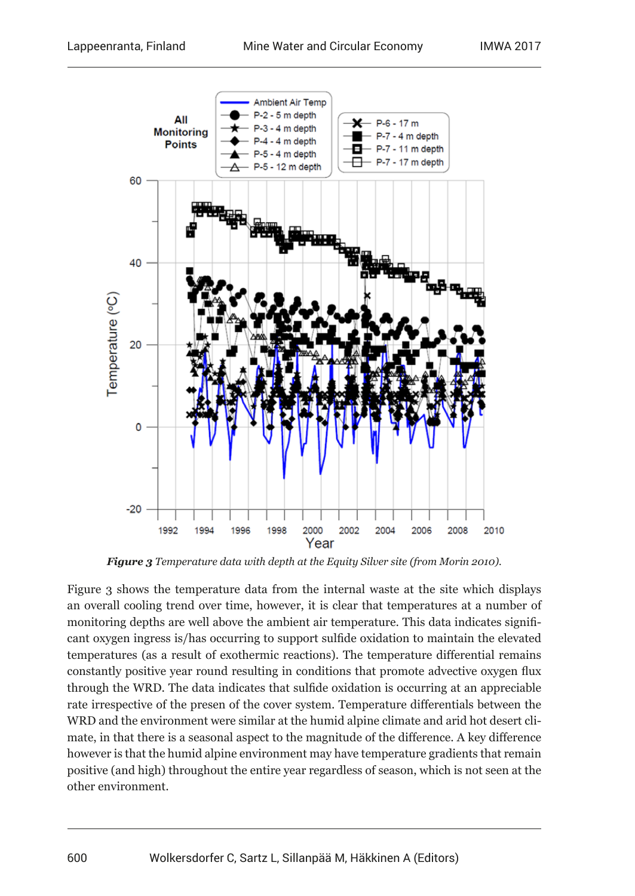*Figure 3* *Temperature data with depth at the Equity Silver site (from Morin 2010).*

Figure 3 shows the temperature data from the internal waste at the site which displays an overall cooling trend over time, however, it is clear that temperatures at a number of monitoring depths are well above the ambient air temperature. This data indicates significant oxygen ingress is/has occurring to support sulfide oxidation to maintain the elevated temperatures (as a result of exothermic reactions). The temperature differential remains constantly positive year round resulting in conditions that promote advective oxygen flux through the WRD. The data indicates that sulfide oxidation is occurring at an appreciable rate irrespective of the presen of the cover system. Temperature differentials between the WRD and the environment were similar at the humid alpine climate and arid hot desert climate, in that there is a seasonal aspect to the magnitude of the difference. A key difference however is that the humid alpine environment may have temperature gradients that remain positive (and high) throughout the entire year regardless of season, which is not seen at the other environment.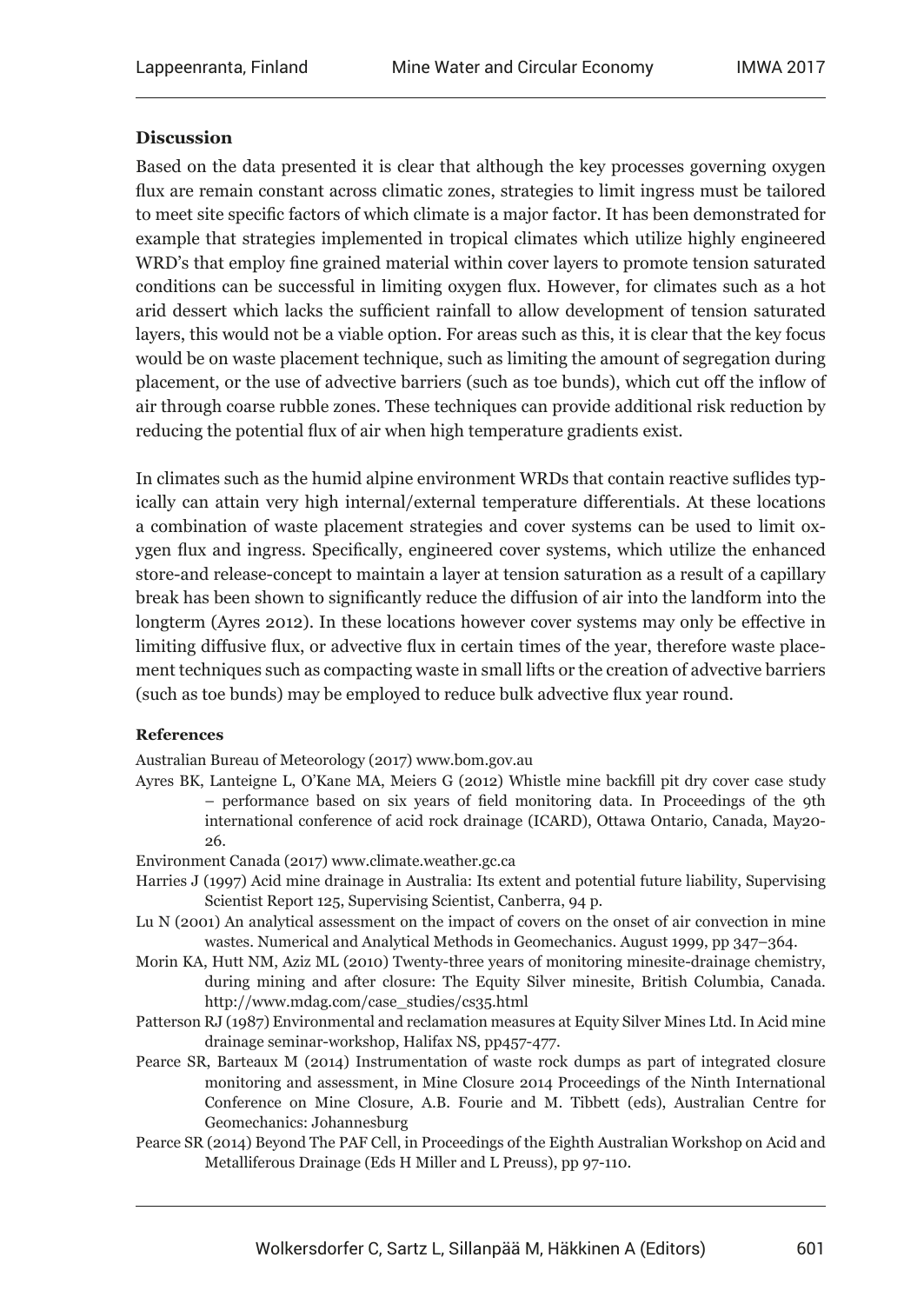## Discussion

Based on the data presented it is clear that although the key processes governing oxygen flux are remain constant across climatic zones, strategies to limit ingress must be tailored to meet site specific factors of which climate is a major factor. It has been demonstrated for example that strategies implemented in tropical climates which utilize highly engineered WRD's that employ fine grained material within cover layers to promote tension saturated conditions can be successful in limiting oxygen flux. However, for climates such as a hot arid dessert which lacks the sufficient rainfall to allow development of tension saturated layers, this would not be a viable option. For areas such as this, it is clear that the key focus would be on waste placement technique, such as limiting the amount of segregation during placement, or the use of advective barriers (such as toe bunds), which cut off the inflow of air through coarse rubble zones. These techniques can provide additional risk reduction by reducing the potential flux of air when high temperature gradients exist.

In climates such as the humid alpine environment WRDs that contain reactive suflides typically can attain very high internal/external temperature differentials. At these locations a combination of waste placement strategies and cover systems can be used to limit oxygen flux and ingress. Specifically, engineered cover systems, which utilize the enhanced store-and release-concept to maintain a layer at tension saturation as a result of a capillary break has been shown to significantly reduce the diffusion of air into the landform into the longterm (Ayres 2012). In these locations however cover systems may only be effective in limiting diffusive flux, or advective flux in certain times of the year, therefore waste placement techniques such as compacting waste in small lifts or the creation of advective barriers (such as toe bunds) may be employed to reduce bulk advective flux year round.

### References

Australian Bureau of Meteorology (2017) www.bom.gov.au

Ayres BK, Lanteigne L, O'Kane MA, Meiers G (2012) Whistle mine backfill pit dry cover case study – performance based on six years of field monitoring data. In Proceedings of the 9th international conference of acid rock drainage (ICARD), Ottawa Ontario, Canada, May20-26.

Environment Canada (2017) www.climate.weather.gc.ca

Harries J (1997) Acid mine drainage in Australia: Its extent and potential future liability, Supervising Scientist Report 125, Supervising Scientist, Canberra, 94 p.

Lu N (2001) An analytical assessment on the impact of covers on the onset of air convection in mine wastes. Numerical and Analytical Methods in Geomechanics. August 1999, pp 347–364.

Morin KA, Hutt NM, Aziz ML (2010) Twenty-three years of monitoring minesite-drainage chemistry, during mining and after closure: The Equity Silver minesite, British Columbia, Canada. http://www.mdag.com/case_studies/cs35.html

Patterson RJ (1987) Environmental and reclamation measures at Equity Silver Mines Ltd. In Acid mine drainage seminar-workshop, Halifax NS, pp457-477.

Pearce SR, Barteaux M (2014) Instrumentation of waste rock dumps as part of integrated closure monitoring and assessment, in Mine Closure 2014 Proceedings of the Ninth International Conference on Mine Closure, A.B. Fourie and M. Tibbett (eds), Australian Centre for Geomechanics: Johannesburg

Pearce SR (2014) Beyond The PAF Cell, in Proceedings of the Eighth Australian Workshop on Acid and Metalliferous Drainage (Eds H Miller and L Preuss), pp 97-110.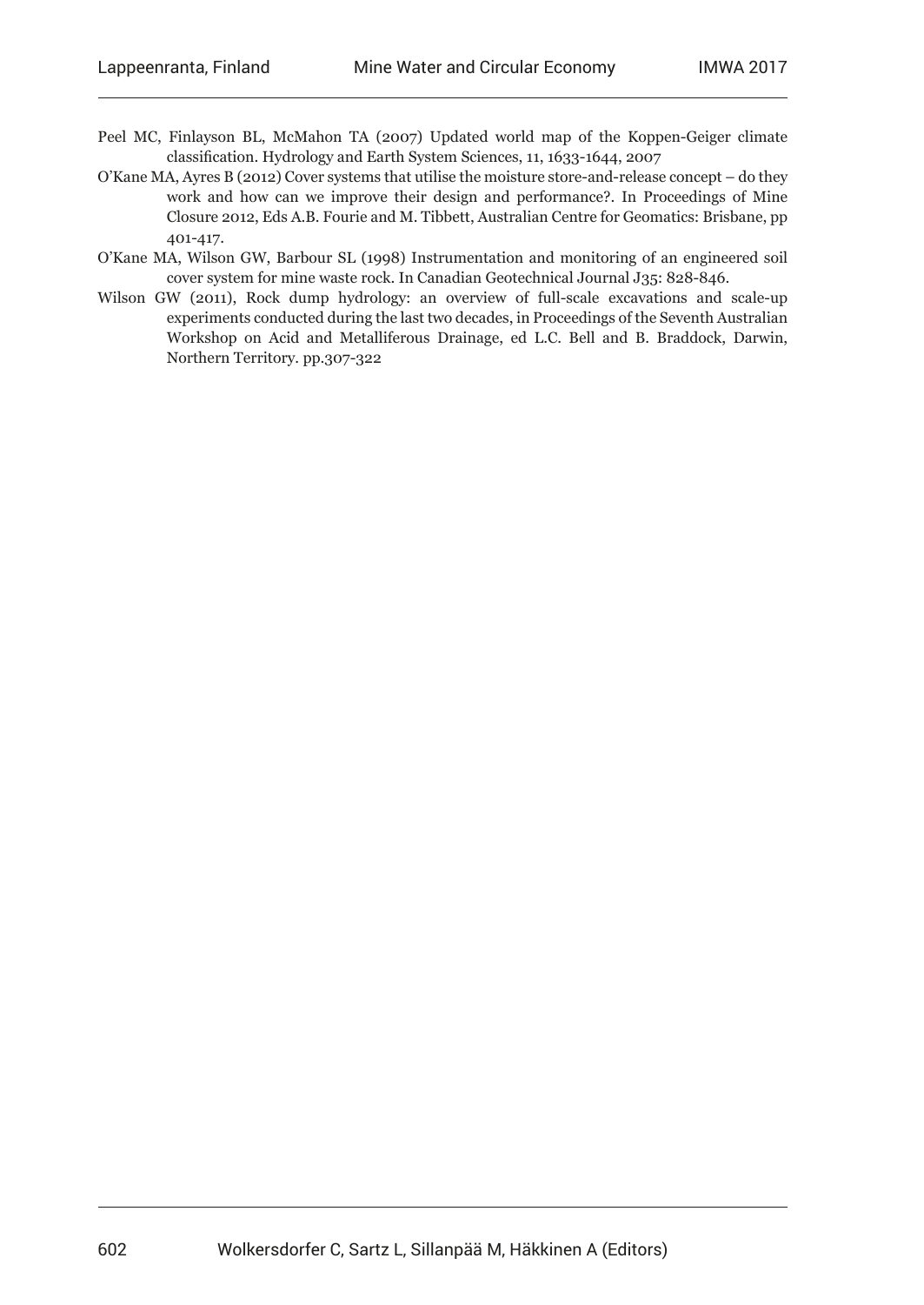Peel MC, Finlayson BL, McMahon TA (2007) Updated world map of the Koppen-Geiger climate classification. Hydrology and Earth System Sciences, 11, 1633-1644, 2007

O'Kane MA, Ayres B (2012) Cover systems that utilise the moisture store-and-release concept – do they work and how can we improve their design and performance?. In Proceedings of Mine Closure 2012, Eds A.B. Fourie and M. Tibbett, Australian Centre for Geomatics: Brisbane, pp 401-417.

O'Kane MA, Wilson GW, Barbour SL (1998) Instrumentation and monitoring of an engineered soil cover system for mine waste rock. In Canadian Geotechnical Journal J35: 828-846.

Wilson GW (2011), Rock dump hydrology: an overview of full-scale excavations and scale-up experiments conducted during the last two decades, in Proceedings of the Seventh Australian Workshop on Acid and Metalliferous Drainage, ed L.C. Bell and B. Braddock, Darwin, Northern Territory. pp.307-322